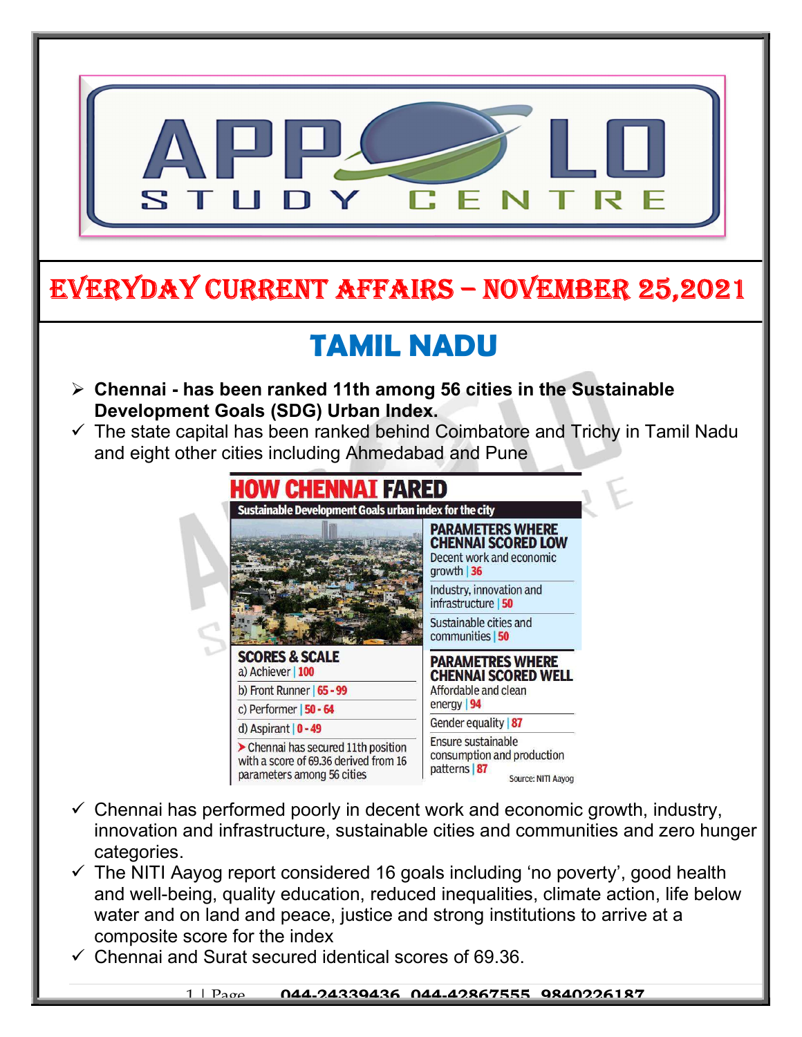# EVERYDAY CURRENT AFFAIRS – NOVEMBER 25,2021

## TAMIL NADU

- **Chennai - has been ranked 11th among 56 cities in the Sustainable Development Goals (SDG) Urban Index.**
  - The state capital has been ranked behind Coimbatore and Trichy in Tamil Nadu and eight other cities including Ahmedabad and Pune

**HOW CHENNAI FARED**

Sustainable Development Goals urban index for the city

**PARAMETERS WHERE CHENNAI SCORED LOW**

| Parameter | Score |
| --- | --- |
| Decent work and economic growth | 36 |
| Industry, innovation and infrastructure | 50 |
| Sustainable cities and communities | 50 |

**PARAMETRES WHERE CHENNAI SCORED WELL**

| Parameter | Score |
| --- | --- |
| Affordable and clean energy | 94 |
| Gender equality | 87 |
| Ensure sustainable consumption and production patterns | 87 |

**SCORES & SCALE**

| Category | Score |
| --- | --- |
| a) Achiever | 100 |
| b) Front Runner | 65 - 99 |
| c) Performer | 50 - 64 |
| d) Aspirant | 0 - 49 |

➤ Chennai has secured 11th position with a score of 69.36 derived from 16 parameters among 56 cities

Source: NITI Aayog

- Chennai has performed poorly in decent work and economic growth, industry, innovation and infrastructure, sustainable cities and communities and zero hunger categories.
- The NITI Aayog report considered 16 goals including 'no poverty', good health and well-being, quality education, reduced inequalities, climate action, life below water and on land and peace, justice and strong institutions to arrive at a composite score for the index
- Chennai and Surat secured identical scores of 69.36.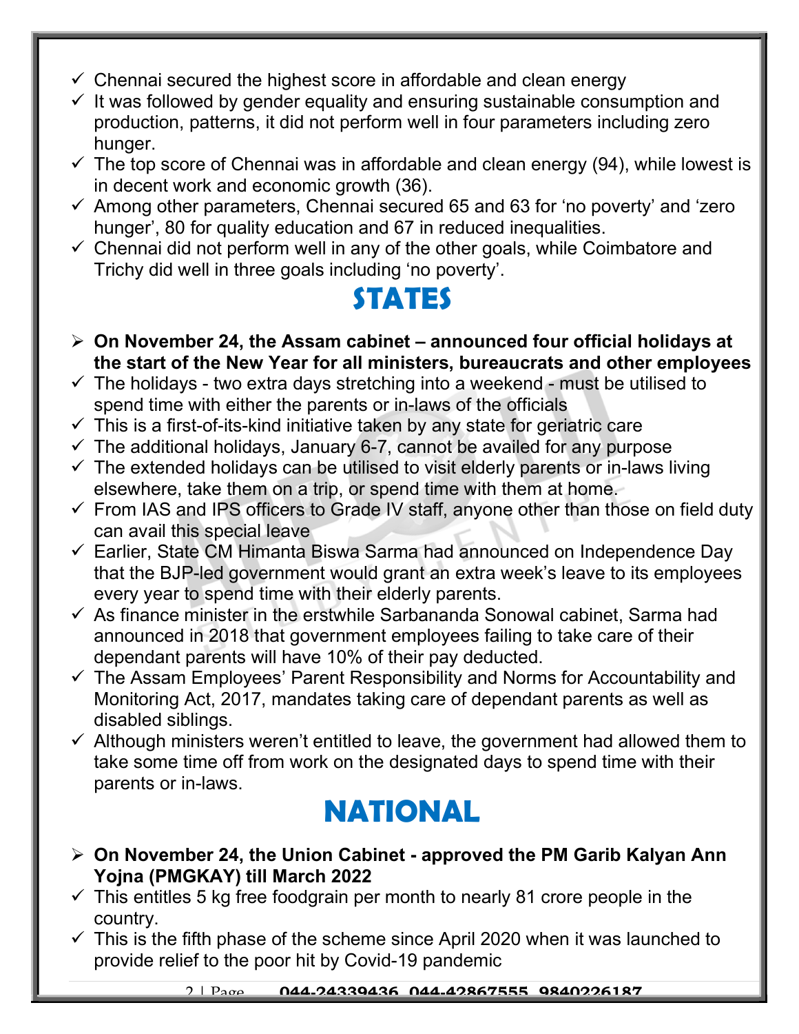- ✓ Chennai secured the highest score in affordable and clean energy
- ✓ It was followed by gender equality and ensuring sustainable consumption and production, patterns, it did not perform well in four parameters including zero hunger.
- ✓ The top score of Chennai was in affordable and clean energy (94), while lowest is in decent work and economic growth (36).
- ✓ Among other parameters, Chennai secured 65 and 63 for 'no poverty' and 'zero hunger', 80 for quality education and 67 in reduced inequalities.
- ✓ Chennai did not perform well in any of the other goals, while Coimbatore and Trichy did well in three goals including 'no poverty'.

# STATES

- **On November 24, the Assam cabinet – announced four official holidays at the start of the New Year for all ministers, bureaucrats and other employees**
- ✓ The holidays - two extra days stretching into a weekend - must be utilised to spend time with either the parents or in-laws of the officials
- ✓ This is a first-of-its-kind initiative taken by any state for geriatric care
- ✓ The additional holidays, January 6-7, cannot be availed for any purpose
- ✓ The extended holidays can be utilised to visit elderly parents or in-laws living elsewhere, take them on a trip, or spend time with them at home.
- ✓ From IAS and IPS officers to Grade IV staff, anyone other than those on field duty can avail this special leave
- ✓ Earlier, State CM Himanta Biswa Sarma had announced on Independence Day that the BJP-led government would grant an extra week's leave to its employees every year to spend time with their elderly parents.
- ✓ As finance minister in the erstwhile Sarbananda Sonowal cabinet, Sarma had announced in 2018 that government employees failing to take care of their dependant parents will have 10% of their pay deducted.
- ✓ The Assam Employees' Parent Responsibility and Norms for Accountability and Monitoring Act, 2017, mandates taking care of dependant parents as well as disabled siblings.
- ✓ Although ministers weren't entitled to leave, the government had allowed them to take some time off from work on the designated days to spend time with their parents or in-laws.

# NATIONAL

- **On November 24, the Union Cabinet - approved the PM Garib Kalyan Ann Yojna (PMGKAY) till March 2022**
- ✓ This entitles 5 kg free foodgrain per month to nearly 81 crore people in the country.
- ✓ This is the fifth phase of the scheme since April 2020 when it was launched to provide relief to the poor hit by Covid-19 pandemic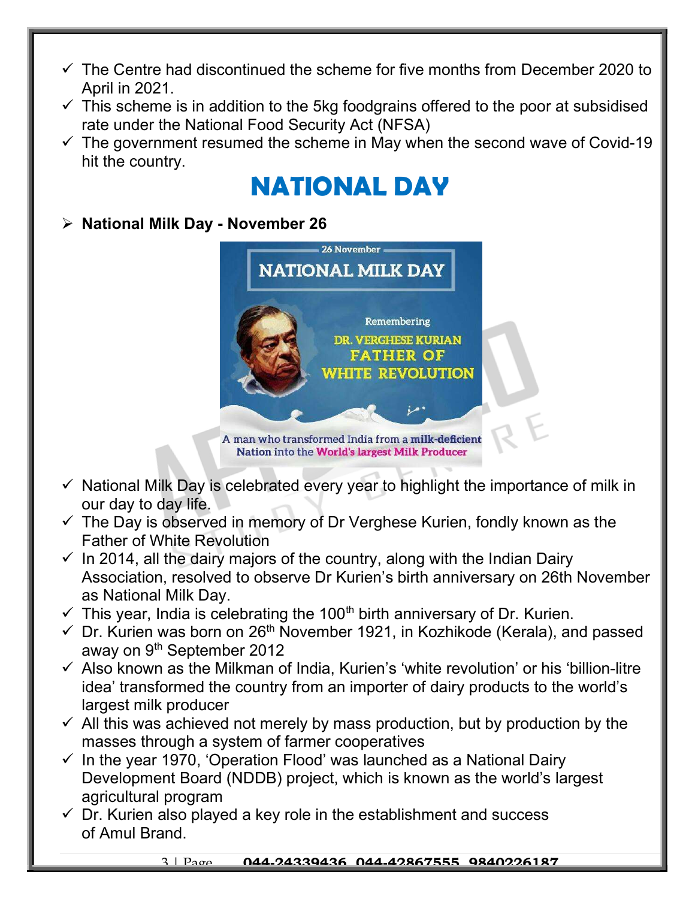- ✓ The Centre had discontinued the scheme for five months from December 2020 to April in 2021.
- ✓ This scheme is in addition to the 5kg foodgrains offered to the poor at subsidised rate under the National Food Security Act (NFSA)
- ✓ The government resumed the scheme in May when the second wave of Covid-19 hit the country.

# NATIONAL DAY

- **National Milk Day - November 26**

- ✓ National Milk Day is celebrated every year to highlight the importance of milk in our day to day life.
- ✓ The Day is observed in memory of Dr Verghese Kurien, fondly known as the Father of White Revolution
- ✓ In 2014, all the dairy majors of the country, along with the Indian Dairy Association, resolved to observe Dr Kurien's birth anniversary on 26th November as National Milk Day.
- ✓ This year, India is celebrating the 100th birth anniversary of Dr. Kurien.
- ✓ Dr. Kurien was born on 26th November 1921, in Kozhikode (Kerala), and passed away on 9th September 2012
- ✓ Also known as the Milkman of India, Kurien's 'white revolution' or his 'billion-litre idea' transformed the country from an importer of dairy products to the world's largest milk producer
- ✓ All this was achieved not merely by mass production, but by production by the masses through a system of farmer cooperatives
- ✓ In the year 1970, 'Operation Flood' was launched as a National Dairy Development Board (NDDB) project, which is known as the world's largest agricultural program
- ✓ Dr. Kurien also played a key role in the establishment and success of Amul Brand.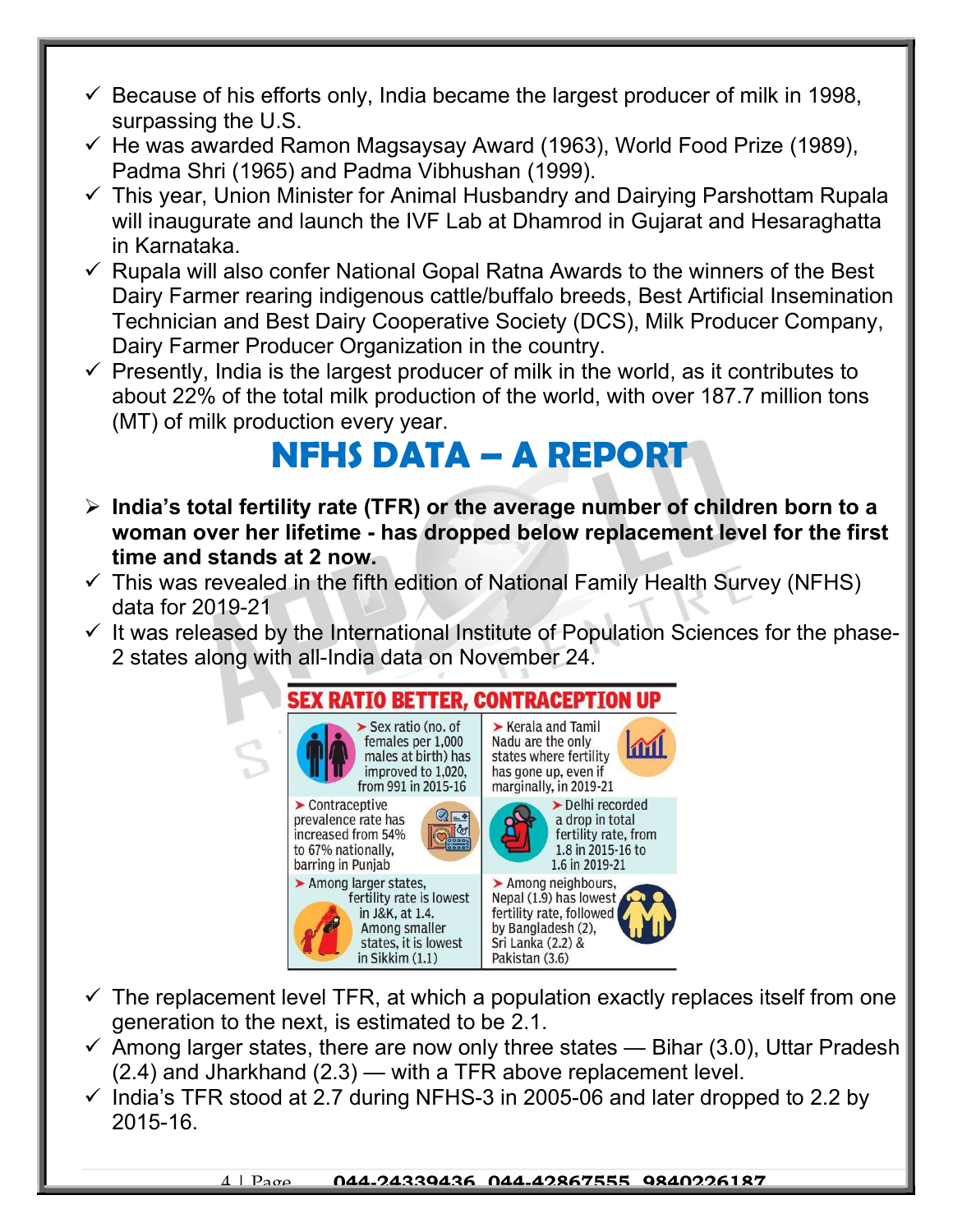- ✓ Because of his efforts only, India became the largest producer of milk in 1998, surpassing the U.S.
- ✓ He was awarded Ramon Magsaysay Award (1963), World Food Prize (1989), Padma Shri (1965) and Padma Vibhushan (1999).
- ✓ This year, Union Minister for Animal Husbandry and Dairying Parshottam Rupala will inaugurate and launch the IVF Lab at Dhamrod in Gujarat and Hesaraghatta in Karnataka.
- ✓ Rupala will also confer National Gopal Ratna Awards to the winners of the Best Dairy Farmer rearing indigenous cattle/buffalo breeds, Best Artificial Insemination Technician and Best Dairy Cooperative Society (DCS), Milk Producer Company, Dairy Farmer Producer Organization in the country.
- ✓ Presently, India is the largest producer of milk in the world, as it contributes to about 22% of the total milk production of the world, with over 187.7 million tons (MT) of milk production every year.

# NFHS DATA – A REPORT

- **India's total fertility rate (TFR) or the average number of children born to a woman over her lifetime - has dropped below replacement level for the first time and stands at 2 now.**
- ✓ This was revealed in the fifth edition of National Family Health Survey (NFHS) data for 2019-21
- ✓ It was released by the International Institute of Population Sciences for the phase-2 states along with all-India data on November 24.

**SEX RATIO BETTER, CONTRACEPTION UP**

- Sex ratio (no. of females per 1,000 males at birth) has improved to 1,020, from 991 in 2015-16
- Kerala and Tamil Nadu are the only states where fertility has gone up, even if marginally, in 2019-21
- Contraceptive prevalence rate has increased from 54% to 67% nationally, barring in Punjab
- Delhi recorded a drop in total fertility rate, from 1.8 in 2015-16 to 1.6 in 2019-21
- Among larger states, fertility rate is lowest in J&K, at 1.4. Among smaller states, it is lowest in Sikkim (1.1)
- Among neighbours, Nepal (1.9) has lowest fertility rate, followed by Bangladesh (2), Sri Lanka (2.2) & Pakistan (3.6)

- ✓ The replacement level TFR, at which a population exactly replaces itself from one generation to the next, is estimated to be 2.1.
- ✓ Among larger states, there are now only three states — Bihar (3.0), Uttar Pradesh (2.4) and Jharkhand (2.3) — with a TFR above replacement level.
- ✓ India's TFR stood at 2.7 during NFHS-3 in 2005-06 and later dropped to 2.2 by 2015-16.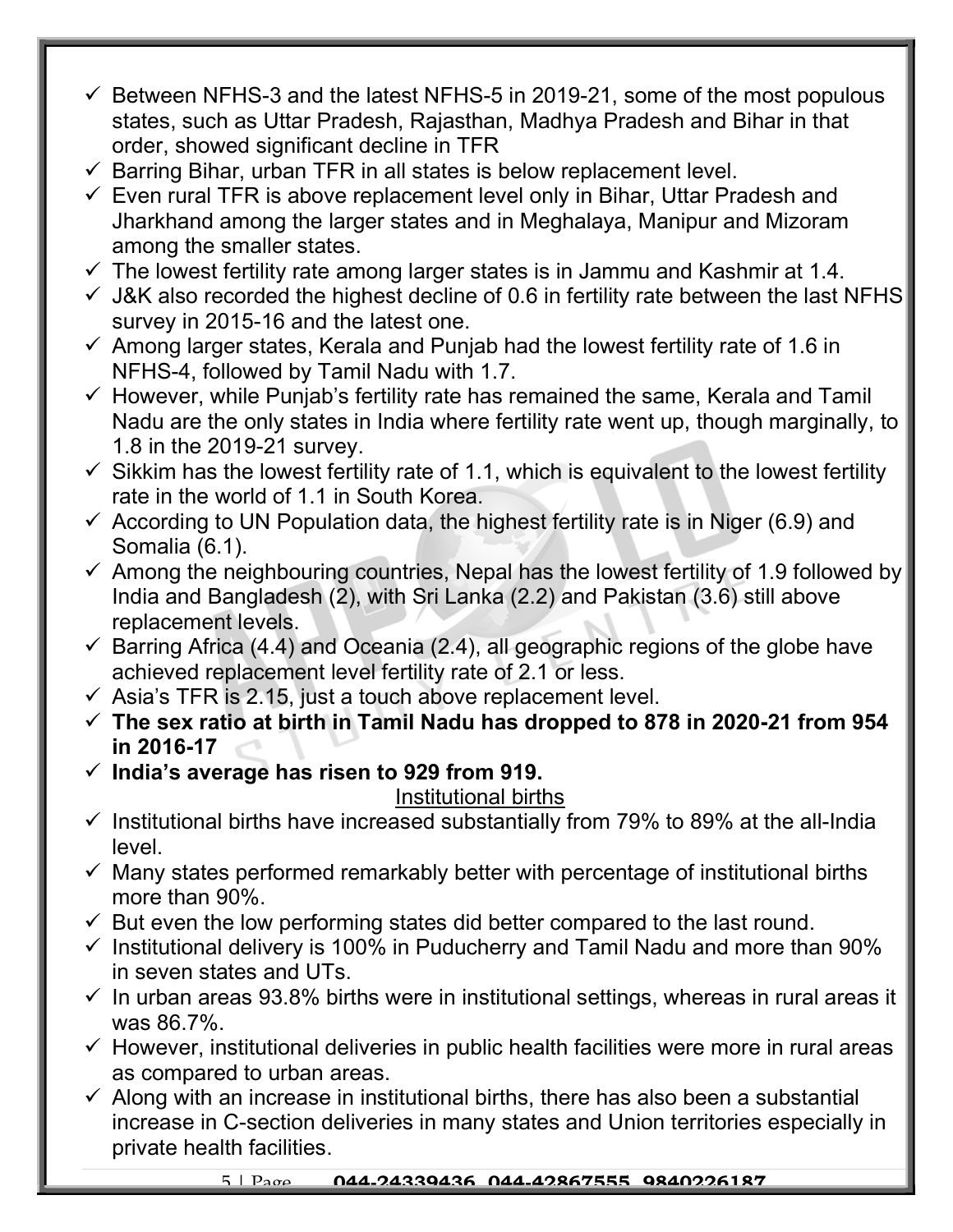- ✓ Between NFHS-3 and the latest NFHS-5 in 2019-21, some of the most populous states, such as Uttar Pradesh, Rajasthan, Madhya Pradesh and Bihar in that order, showed significant decline in TFR
- ✓ Barring Bihar, urban TFR in all states is below replacement level.
- ✓ Even rural TFR is above replacement level only in Bihar, Uttar Pradesh and Jharkhand among the larger states and in Meghalaya, Manipur and Mizoram among the smaller states.
- ✓ The lowest fertility rate among larger states is in Jammu and Kashmir at 1.4.
- ✓ J&K also recorded the highest decline of 0.6 in fertility rate between the last NFHS survey in 2015-16 and the latest one.
- ✓ Among larger states, Kerala and Punjab had the lowest fertility rate of 1.6 in NFHS-4, followed by Tamil Nadu with 1.7.
- ✓ However, while Punjab's fertility rate has remained the same, Kerala and Tamil Nadu are the only states in India where fertility rate went up, though marginally, to 1.8 in the 2019-21 survey.
- ✓ Sikkim has the lowest fertility rate of 1.1, which is equivalent to the lowest fertility rate in the world of 1.1 in South Korea.
- ✓ According to UN Population data, the highest fertility rate is in Niger (6.9) and Somalia (6.1).
- ✓ Among the neighbouring countries, Nepal has the lowest fertility of 1.9 followed by India and Bangladesh (2), with Sri Lanka (2.2) and Pakistan (3.6) still above replacement levels.
- ✓ Barring Africa (4.4) and Oceania (2.4), all geographic regions of the globe have achieved replacement level fertility rate of 2.1 or less.
- ✓ Asia's TFR is 2.15, just a touch above replacement level.
- ✓ **The sex ratio at birth in Tamil Nadu has dropped to 878 in 2020-21 from 954 in 2016-17**
- ✓ **India's average has risen to 929 from 919.**

<u>Institutional births</u>

- ✓ Institutional births have increased substantially from 79% to 89% at the all-India level.
- ✓ Many states performed remarkably better with percentage of institutional births more than 90%.
- ✓ But even the low performing states did better compared to the last round.
- ✓ Institutional delivery is 100% in Puducherry and Tamil Nadu and more than 90% in seven states and UTs.
- ✓ In urban areas 93.8% births were in institutional settings, whereas in rural areas it was 86.7%.
- ✓ However, institutional deliveries in public health facilities were more in rural areas as compared to urban areas.
- ✓ Along with an increase in institutional births, there has also been a substantial increase in C-section deliveries in many states and Union territories especially in private health facilities.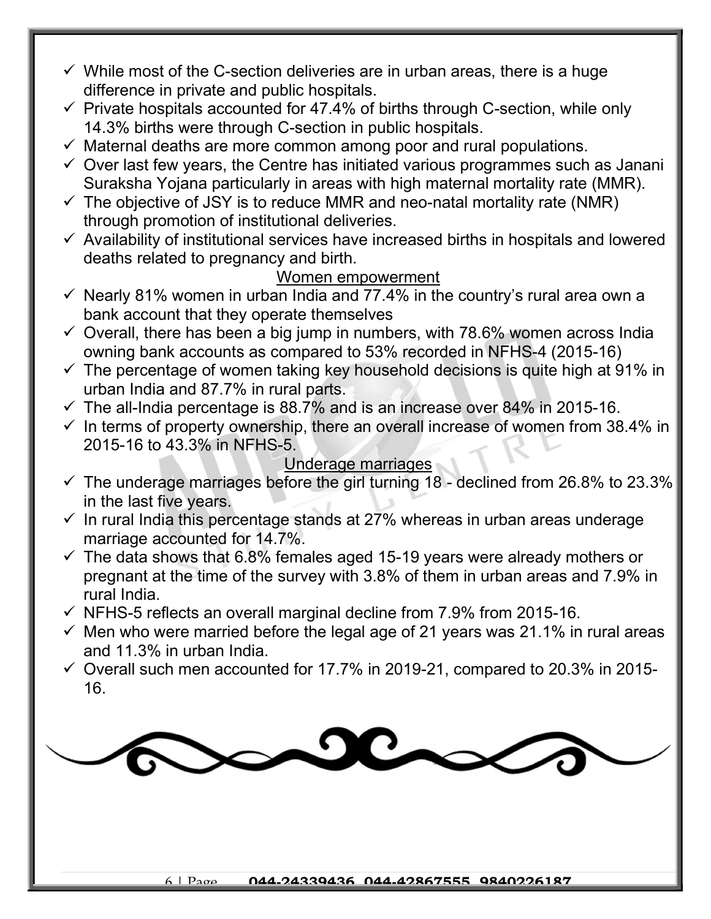- ✓ While most of the C-section deliveries are in urban areas, there is a huge difference in private and public hospitals.
- ✓ Private hospitals accounted for 47.4% of births through C-section, while only 14.3% births were through C-section in public hospitals.
- ✓ Maternal deaths are more common among poor and rural populations.
- ✓ Over last few years, the Centre has initiated various programmes such as Janani Suraksha Yojana particularly in areas with high maternal mortality rate (MMR).
- ✓ The objective of JSY is to reduce MMR and neo-natal mortality rate (NMR) through promotion of institutional deliveries.
- ✓ Availability of institutional services have increased births in hospitals and lowered deaths related to pregnancy and birth.

## Women empowerment

- ✓ Nearly 81% women in urban India and 77.4% in the country's rural area own a bank account that they operate themselves
- ✓ Overall, there has been a big jump in numbers, with 78.6% women across India owning bank accounts as compared to 53% recorded in NFHS-4 (2015-16)
- ✓ The percentage of women taking key household decisions is quite high at 91% in urban India and 87.7% in rural parts.
- ✓ The all-India percentage is 88.7% and is an increase over 84% in 2015-16.
- ✓ In terms of property ownership, there an overall increase of women from 38.4% in 2015-16 to 43.3% in NFHS-5.

## Underage marriages

- ✓ The underage marriages before the girl turning 18 - declined from 26.8% to 23.3% in the last five years.
- ✓ In rural India this percentage stands at 27% whereas in urban areas underage marriage accounted for 14.7%.
- ✓ The data shows that 6.8% females aged 15-19 years were already mothers or pregnant at the time of the survey with 3.8% of them in urban areas and 7.9% in rural India.
- ✓ NFHS-5 reflects an overall marginal decline from 7.9% from 2015-16.
- ✓ Men who were married before the legal age of 21 years was 21.1% in rural areas and 11.3% in urban India.
- ✓ Overall such men accounted for 17.7% in 2019-21, compared to 20.3% in 2015-16.